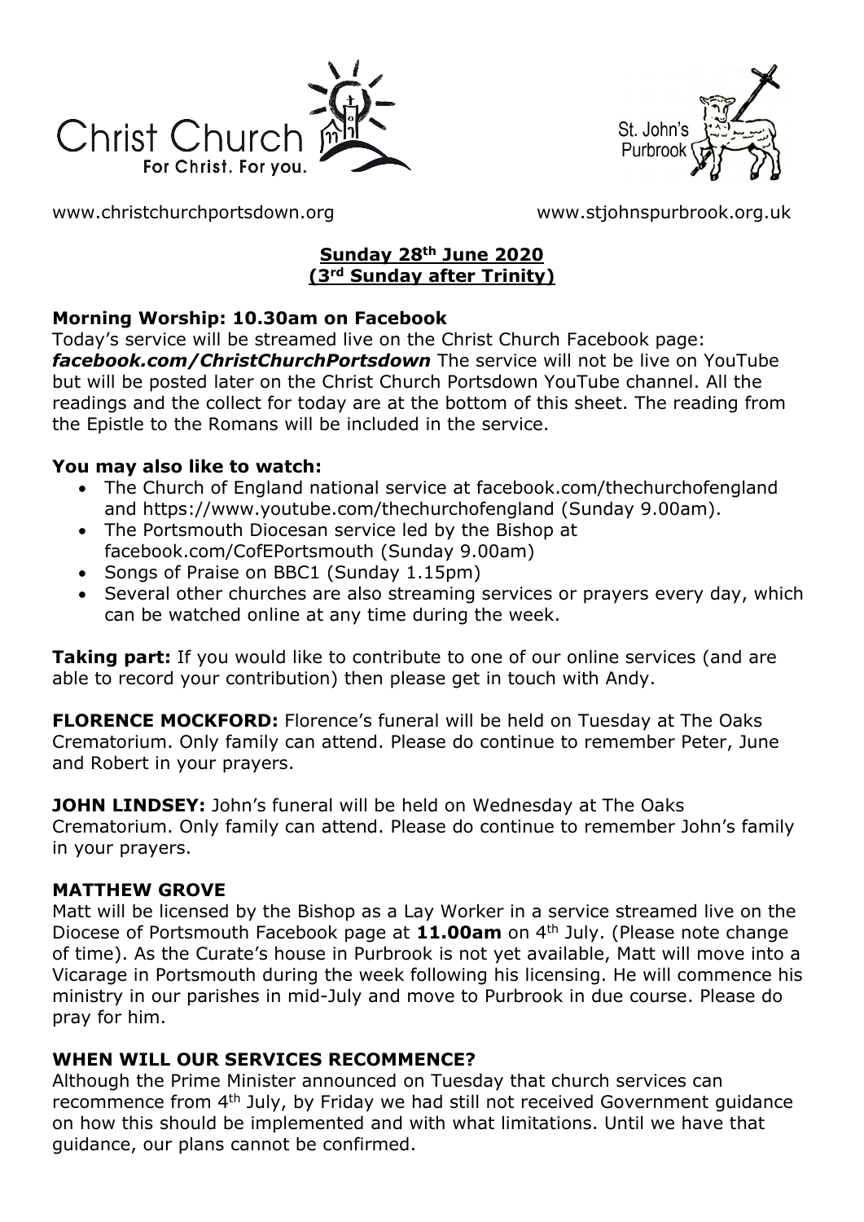Christ Church For Christ. For you.

St. John's Purbrook

www.christchurchportsdown.org www.stjohnspurbrook.org.uk

**Sunday 28th June 2020**
**(3rd Sunday after Trinity)**

**Morning Worship: 10.30am on Facebook**

Today's service will be streamed live on the Christ Church Facebook page: ***facebook.com/ChristChurchPortsdown*** The service will not be live on YouTube but will be posted later on the Christ Church Portsdown YouTube channel. All the readings and the collect for today are at the bottom of this sheet. The reading from the Epistle to the Romans will be included in the service.

**You may also like to watch:**

- The Church of England national service at facebook.com/thechurchofengland and https://www.youtube.com/thechurchofengland (Sunday 9.00am).
- The Portsmouth Diocesan service led by the Bishop at facebook.com/CofEPortsmouth (Sunday 9.00am)
- Songs of Praise on BBC1 (Sunday 1.15pm)
- Several other churches are also streaming services or prayers every day, which can be watched online at any time during the week.

**Taking part:** If you would like to contribute to one of our online services (and are able to record your contribution) then please get in touch with Andy.

**FLORENCE MOCKFORD:** Florence's funeral will be held on Tuesday at The Oaks Crematorium. Only family can attend. Please do continue to remember Peter, June and Robert in your prayers.

**JOHN LINDSEY:** John's funeral will be held on Wednesday at The Oaks Crematorium. Only family can attend. Please do continue to remember John's family in your prayers.

**MATTHEW GROVE**

Matt will be licensed by the Bishop as a Lay Worker in a service streamed live on the Diocese of Portsmouth Facebook page at **11.00am** on 4th July. (Please note change of time). As the Curate's house in Purbrook is not yet available, Matt will move into a Vicarage in Portsmouth during the week following his licensing. He will commence his ministry in our parishes in mid-July and move to Purbrook in due course. Please do pray for him.

**WHEN WILL OUR SERVICES RECOMMENCE?**

Although the Prime Minister announced on Tuesday that church services can recommence from 4th July, by Friday we had still not received Government guidance on how this should be implemented and with what limitations. Until we have that guidance, our plans cannot be confirmed.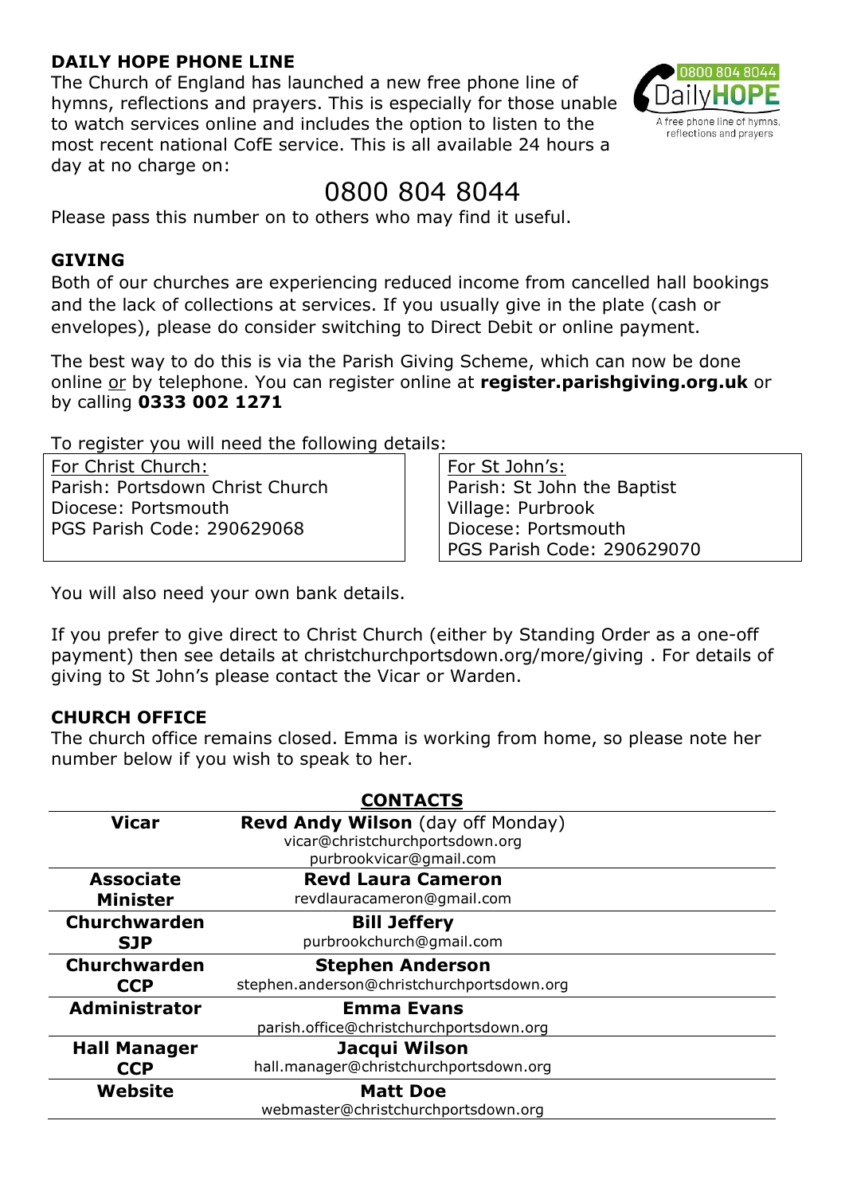## DAILY HOPE PHONE LINE

The Church of England has launched a new free phone line of hymns, reflections and prayers. This is especially for those unable to watch services online and includes the option to listen to the most recent national CofE service. This is all available 24 hours a day at no charge on:

0800 804 8044

Please pass this number on to others who may find it useful.

## GIVING

Both of our churches are experiencing reduced income from cancelled hall bookings and the lack of collections at services. If you usually give in the plate (cash or envelopes), please do consider switching to Direct Debit or online payment.

The best way to do this is via the Parish Giving Scheme, which can now be done online or by telephone. You can register online at **register.parishgiving.org.uk** or by calling **0333 002 1271**

To register you will need the following details:

| For Christ Church: | For St John's: |
|---|---|
| Parish: Portsdown Christ Church | Parish: St John the Baptist |
| Diocese: Portsmouth | Village: Purbrook |
| PGS Parish Code: 290629068 | Diocese: Portsmouth |
| | PGS Parish Code: 290629070 |

You will also need your own bank details.

If you prefer to give direct to Christ Church (either by Standing Order as a one-off payment) then see details at christchurchportsdown.org/more/giving . For details of giving to St John's please contact the Vicar or Warden.

## CHURCH OFFICE

The church office remains closed. Emma is working from home, so please note her number below if you wish to speak to her.

## CONTACTS

| Role | Contact |
|---|---|
| **Vicar** | **Revd Andy Wilson** (day off Monday)<br>vicar@christchurchportsdown.org<br>purbrookvicar@gmail.com |
| **Associate Minister** | **Revd Laura Cameron**<br>revdlauracameron@gmail.com |
| **Churchwarden SJP** | **Bill Jeffery**<br>purbrookchurch@gmail.com |
| **Churchwarden CCP** | **Stephen Anderson**<br>stephen.anderson@christchurchportsdown.org |
| **Administrator** | **Emma Evans**<br>parish.office@christchurchportsdown.org |
| **Hall Manager CCP** | **Jacqui Wilson**<br>hall.manager@christchurchportsdown.org |
| **Website** | **Matt Doe**<br>webmaster@christchurchportsdown.org |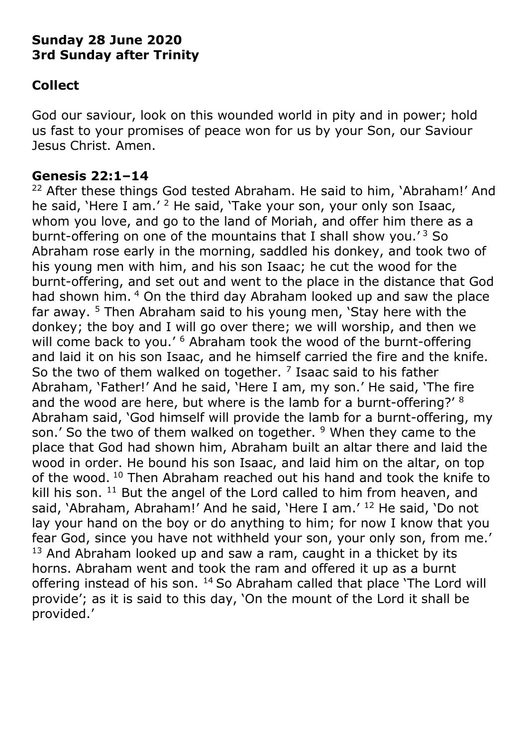**Sunday 28 June 2020**
**3rd Sunday after Trinity**

## Collect

God our saviour, look on this wounded world in pity and in power; hold us fast to your promises of peace won for us by your Son, our Saviour Jesus Christ. Amen.

## Genesis 22:1–14

[22] After these things God tested Abraham. He said to him, 'Abraham!' And he said, 'Here I am.' [2] He said, 'Take your son, your only son Isaac, whom you love, and go to the land of Moriah, and offer him there as a burnt-offering on one of the mountains that I shall show you.' [3] So Abraham rose early in the morning, saddled his donkey, and took two of his young men with him, and his son Isaac; he cut the wood for the burnt-offering, and set out and went to the place in the distance that God had shown him. [4] On the third day Abraham looked up and saw the place far away. [5] Then Abraham said to his young men, 'Stay here with the donkey; the boy and I will go over there; we will worship, and then we will come back to you.' [6] Abraham took the wood of the burnt-offering and laid it on his son Isaac, and he himself carried the fire and the knife. So the two of them walked on together. [7] Isaac said to his father Abraham, 'Father!' And he said, 'Here I am, my son.' He said, 'The fire and the wood are here, but where is the lamb for a burnt-offering?' [8] Abraham said, 'God himself will provide the lamb for a burnt-offering, my son.' So the two of them walked on together. [9] When they came to the place that God had shown him, Abraham built an altar there and laid the wood in order. He bound his son Isaac, and laid him on the altar, on top of the wood. [10] Then Abraham reached out his hand and took the knife to kill his son. [11] But the angel of the Lord called to him from heaven, and said, 'Abraham, Abraham!' And he said, 'Here I am.' [12] He said, 'Do not lay your hand on the boy or do anything to him; for now I know that you fear God, since you have not withheld your son, your only son, from me.' [13] And Abraham looked up and saw a ram, caught in a thicket by its horns. Abraham went and took the ram and offered it up as a burnt offering instead of his son. [14] So Abraham called that place 'The Lord will provide'; as it is said to this day, 'On the mount of the Lord it shall be provided.'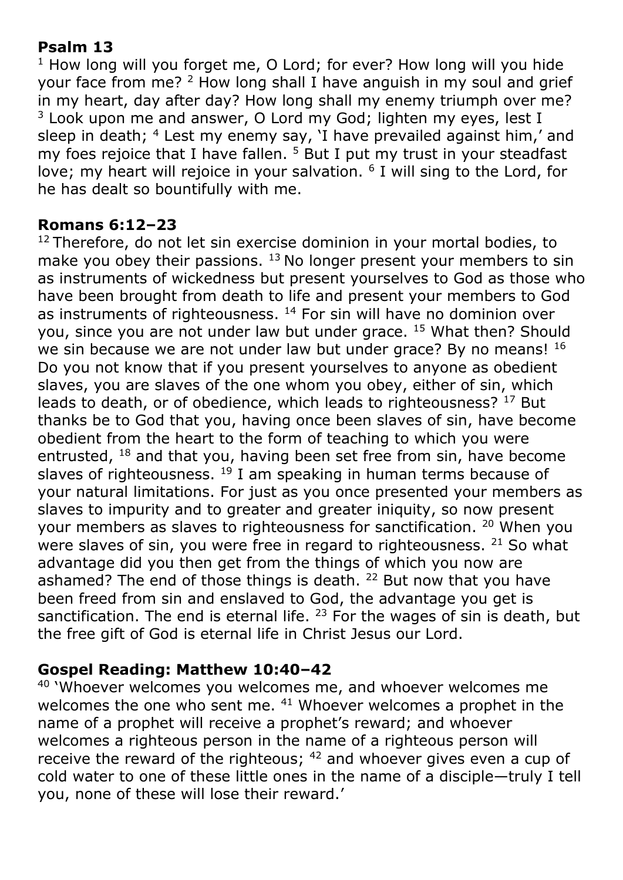**Psalm 13**

[1] How long will you forget me, O Lord; for ever? How long will you hide your face from me? [2] How long shall I have anguish in my soul and grief in my heart, day after day? How long shall my enemy triumph over me? [3] Look upon me and answer, O Lord my God; lighten my eyes, lest I sleep in death; [4] Lest my enemy say, 'I have prevailed against him,' and my foes rejoice that I have fallen. [5] But I put my trust in your steadfast love; my heart will rejoice in your salvation. [6] I will sing to the Lord, for he has dealt so bountifully with me.

**Romans 6:12–23**

[12] Therefore, do not let sin exercise dominion in your mortal bodies, to make you obey their passions. [13] No longer present your members to sin as instruments of wickedness but present yourselves to God as those who have been brought from death to life and present your members to God as instruments of righteousness. [14] For sin will have no dominion over you, since you are not under law but under grace. [15] What then? Should we sin because we are not under law but under grace? By no means! [16] Do you not know that if you present yourselves to anyone as obedient slaves, you are slaves of the one whom you obey, either of sin, which leads to death, or of obedience, which leads to righteousness? [17] But thanks be to God that you, having once been slaves of sin, have become obedient from the heart to the form of teaching to which you were entrusted, [18] and that you, having been set free from sin, have become slaves of righteousness. [19] I am speaking in human terms because of your natural limitations. For just as you once presented your members as slaves to impurity and to greater and greater iniquity, so now present your members as slaves to righteousness for sanctification. [20] When you were slaves of sin, you were free in regard to righteousness. [21] So what advantage did you then get from the things of which you now are ashamed? The end of those things is death. [22] But now that you have been freed from sin and enslaved to God, the advantage you get is sanctification. The end is eternal life. [23] For the wages of sin is death, but the free gift of God is eternal life in Christ Jesus our Lord.

**Gospel Reading: Matthew 10:40–42**

[40] 'Whoever welcomes you welcomes me, and whoever welcomes me welcomes the one who sent me. [41] Whoever welcomes a prophet in the name of a prophet will receive a prophet's reward; and whoever welcomes a righteous person in the name of a righteous person will receive the reward of the righteous; [42] and whoever gives even a cup of cold water to one of these little ones in the name of a disciple—truly I tell you, none of these will lose their reward.'